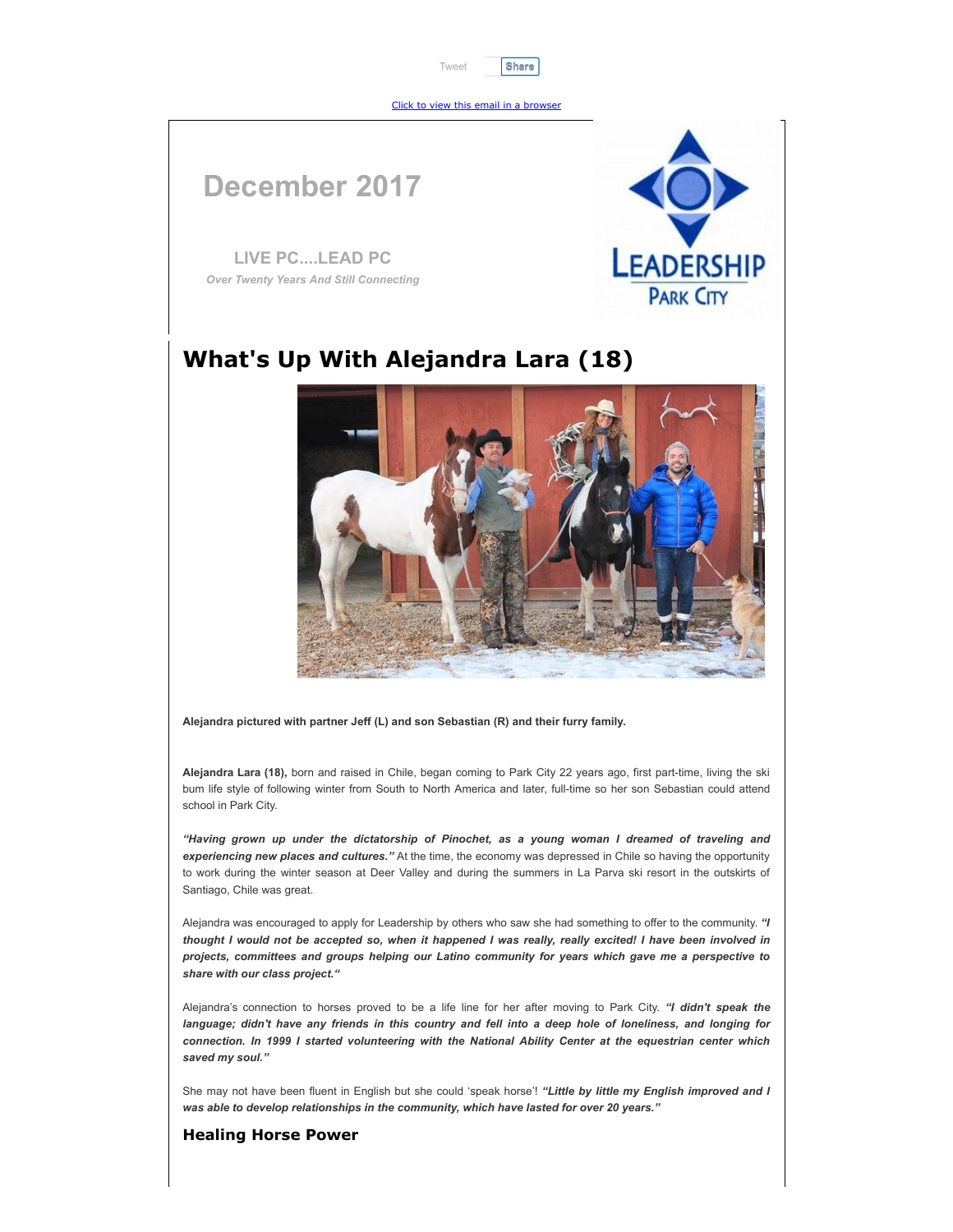Tweet Share

Click to view this email in a browser

# December 2017

**LIVE PC....LEAD PC**

*Over Twenty Years And Still Connecting*

LEADERSHIP PARK CITY

## What's Up With Alejandra Lara (18)

**Alejandra pictured with partner Jeff (L) and son Sebastian (R) and their furry family.**

**Alejandra Lara (18),** born and raised in Chile, began coming to Park City 22 years ago, first part-time, living the ski bum life style of following winter from South to North America and later, full-time so her son Sebastian could attend school in Park City.

***"Having grown up under the dictatorship of Pinochet, as a young woman I dreamed of traveling and experiencing new places and cultures."*** At the time, the economy was depressed in Chile so having the opportunity to work during the winter season at Deer Valley and during the summers in La Parva ski resort in the outskirts of Santiago, Chile was great.

Alejandra was encouraged to apply for Leadership by others who saw she had something to offer to the community. ***"I thought I would not be accepted so, when it happened I was really, really excited! I have been involved in projects, committees and groups helping our Latino community for years which gave me a perspective to share with our class project."***

Alejandra's connection to horses proved to be a life line for her after moving to Park City. ***"I didn't speak the language; didn't have any friends in this country and fell into a deep hole of loneliness, and longing for connection. In 1999 I started volunteering with the National Ability Center at the equestrian center which saved my soul."***

She may not have been fluent in English but she could 'speak horse'! ***"Little by little my English improved and I was able to develop relationships in the community, which have lasted for over 20 years."***

### Healing Horse Power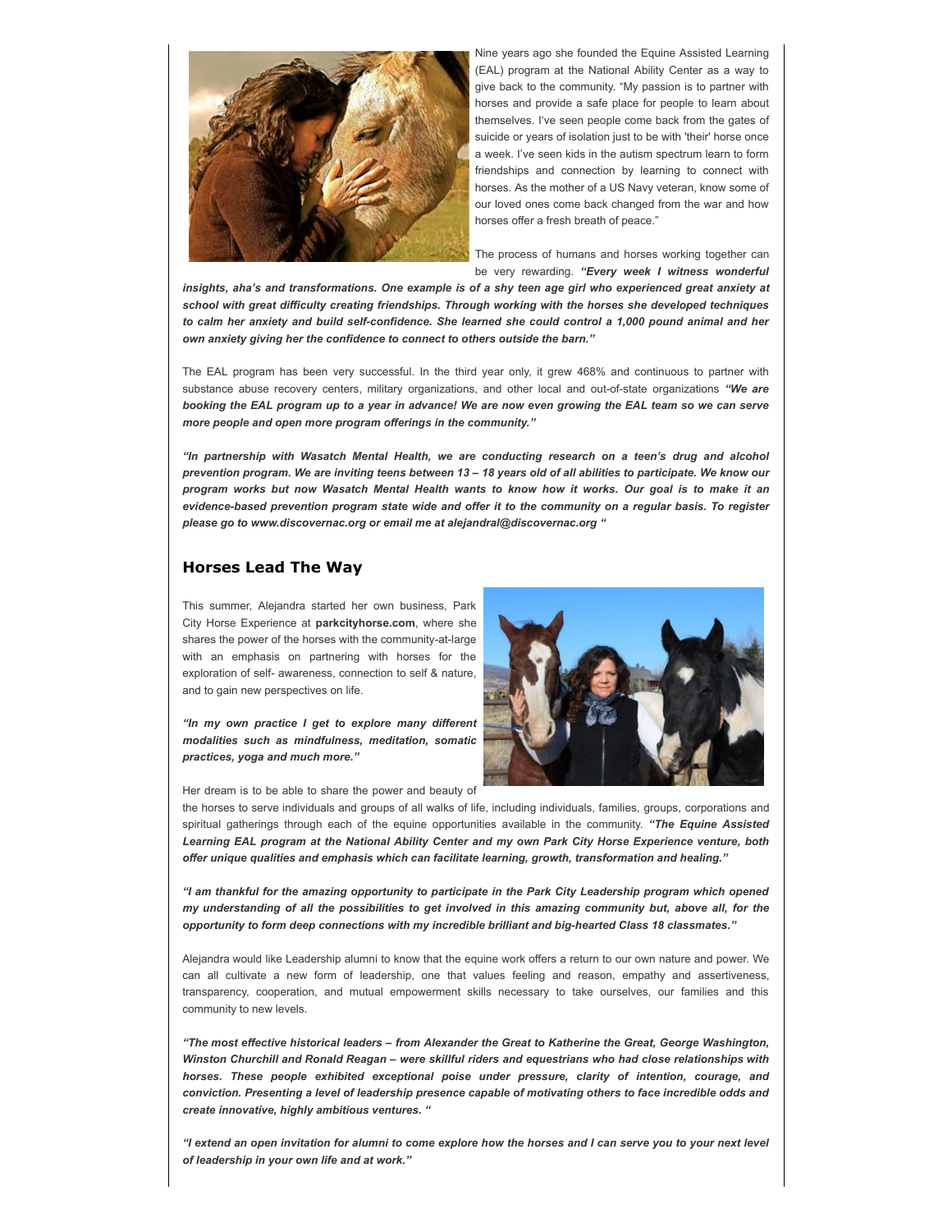Nine years ago she founded the Equine Assisted Learning (EAL) program at the National Ability Center as a way to give back to the community. "My passion is to partner with horses and provide a safe place for people to learn about themselves. I've seen people come back from the gates of suicide or years of isolation just to be with 'their' horse once a week. I've seen kids in the autism spectrum learn to form friendships and connection by learning to connect with horses. As the mother of a US Navy veteran, know some of our loved ones come back changed from the war and how horses offer a fresh breath of peace."

The process of humans and horses working together can be very rewarding. ***"Every week I witness wonderful insights, aha's and transformations. One example is of a shy teen age girl who experienced great anxiety at school with great difficulty creating friendships. Through working with the horses she developed techniques to calm her anxiety and build self-confidence. She learned she could control a 1,000 pound animal and her own anxiety giving her the confidence to connect to others outside the barn."***

The EAL program has been very successful. In the third year only, it grew 468% and continuous to partner with substance abuse recovery centers, military organizations, and other local and out-of-state organizations ***"We are booking the EAL program up to a year in advance! We are now even growing the EAL team so we can serve more people and open more program offerings in the community."***

***"In partnership with Wasatch Mental Health, we are conducting research on a teen's drug and alcohol prevention program. We are inviting teens between 13 – 18 years old of all abilities to participate. We know our program works but now Wasatch Mental Health wants to know how it works. Our goal is to make it an evidence-based prevention program state wide and offer it to the community on a regular basis. To register please go to www.discovernac.org or email me at alejandral@discovernac.org "***

## Horses Lead The Way

This summer, Alejandra started her own business, Park City Horse Experience at **parkcityhorse.com**, where she shares the power of the horses with the community-at-large with an emphasis on partnering with horses for the exploration of self- awareness, connection to self & nature, and to gain new perspectives on life.

***"In my own practice I get to explore many different modalities such as mindfulness, meditation, somatic practices, yoga and much more."***

Her dream is to be able to share the power and beauty of the horses to serve individuals and groups of all walks of life, including individuals, families, groups, corporations and spiritual gatherings through each of the equine opportunities available in the community. ***"The Equine Assisted Learning EAL program at the National Ability Center and my own Park City Horse Experience venture, both offer unique qualities and emphasis which can facilitate learning, growth, transformation and healing."***

***"I am thankful for the amazing opportunity to participate in the Park City Leadership program which opened my understanding of all the possibilities to get involved in this amazing community but, above all, for the opportunity to form deep connections with my incredible brilliant and big-hearted Class 18 classmates."***

Alejandra would like Leadership alumni to know that the equine work offers a return to our own nature and power. We can all cultivate a new form of leadership, one that values feeling and reason, empathy and assertiveness, transparency, cooperation, and mutual empowerment skills necessary to take ourselves, our families and this community to new levels.

***"The most effective historical leaders – from Alexander the Great to Katherine the Great, George Washington, Winston Churchill and Ronald Reagan – were skillful riders and equestrians who had close relationships with horses. These people exhibited exceptional poise under pressure, clarity of intention, courage, and conviction. Presenting a level of leadership presence capable of motivating others to face incredible odds and create innovative, highly ambitious ventures. "***

***"I extend an open invitation for alumni to come explore how the horses and I can serve you to your next level of leadership in your own life and at work."***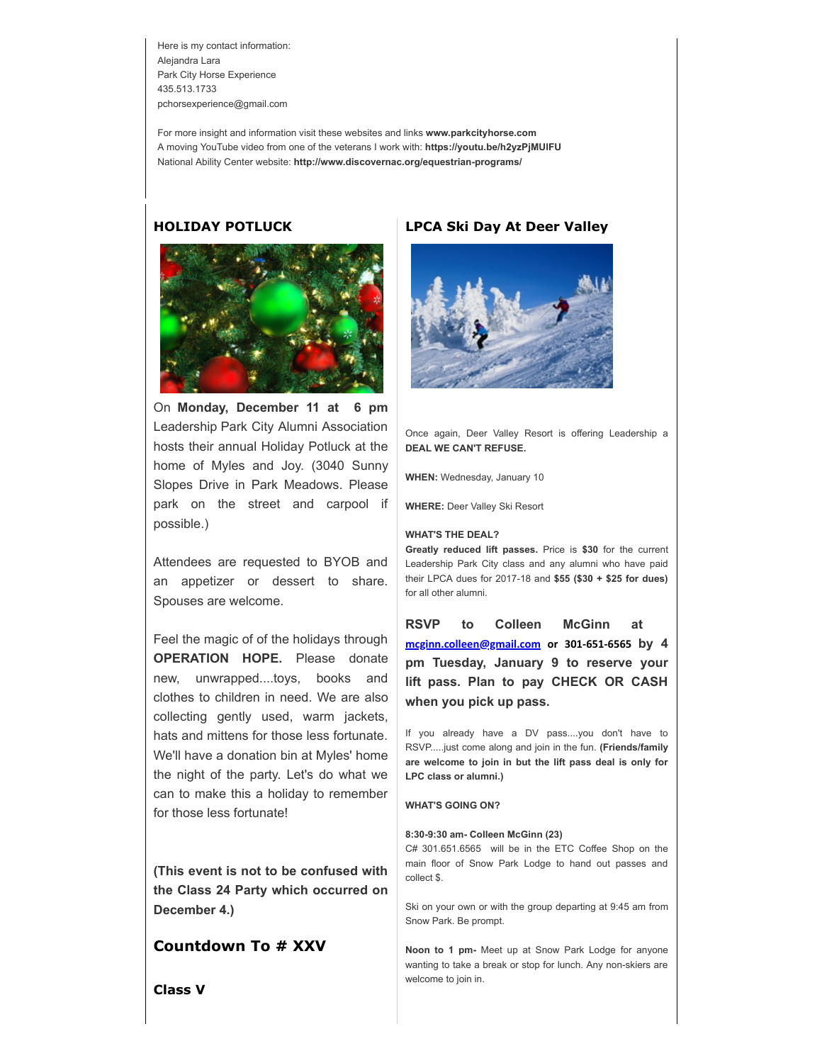Here is my contact information:
Alejandra Lara
Park City Horse Experience
435.513.1733
pchorsexperience@gmail.com

For more insight and information visit these websites and links **www.parkcityhorse.com**
A moving YouTube video from one of the veterans I work with: **https://youtu.be/h2yzPjMUIFU**
National Ability Center website: **http://www.discovernac.org/equestrian-programs/**

## HOLIDAY POTLUCK

On **Monday, December 11 at 6 pm** Leadership Park City Alumni Association hosts their annual Holiday Potluck at the home of Myles and Joy. (3040 Sunny Slopes Drive in Park Meadows. Please park on the street and carpool if possible.)

Attendees are requested to BYOB and an appetizer or dessert to share. Spouses are welcome.

Feel the magic of of the holidays through **OPERATION HOPE.** Please donate new, unwrapped....toys, books and clothes to children in need. We are also collecting gently used, warm jackets, hats and mittens for those less fortunate. We'll have a donation bin at Myles' home the night of the party. Let's do what we can to make this a holiday to remember for those less fortunate!

**(This event is not to be confused with the Class 24 Party which occurred on December 4.)**

## Countdown To # XXV

### Class V

## LPCA Ski Day At Deer Valley

Once again, Deer Valley Resort is offering Leadership a **DEAL WE CAN'T REFUSE.**

**WHEN:** Wednesday, January 10

**WHERE:** Deer Valley Ski Resort

**WHAT'S THE DEAL?**
**Greatly reduced lift passes.** Price is **$30** for the current Leadership Park City class and any alumni who have paid their LPCA dues for 2017-18 and **$55 ($30 + $25 for dues)** for all other alumni.

**RSVP to Colleen McGinn at mcginn.colleen@gmail.com or 301-651-6565 by 4 pm Tuesday, January 9 to reserve your lift pass. Plan to pay CHECK OR CASH when you pick up pass.**

If you already have a DV pass....you don't have to RSVP.....just come along and join in the fun. **(Friends/family are welcome to join in but the lift pass deal is only for LPC class or alumni.)**

**WHAT'S GOING ON?**

**8:30-9:30 am- Colleen McGinn (23)**
C# 301.651.6565 will be in the ETC Coffee Shop on the main floor of Snow Park Lodge to hand out passes and collect $.

Ski on your own or with the group departing at 9:45 am from Snow Park. Be prompt.

**Noon to 1 pm-** Meet up at Snow Park Lodge for anyone wanting to take a break or stop for lunch. Any non-skiers are welcome to join in.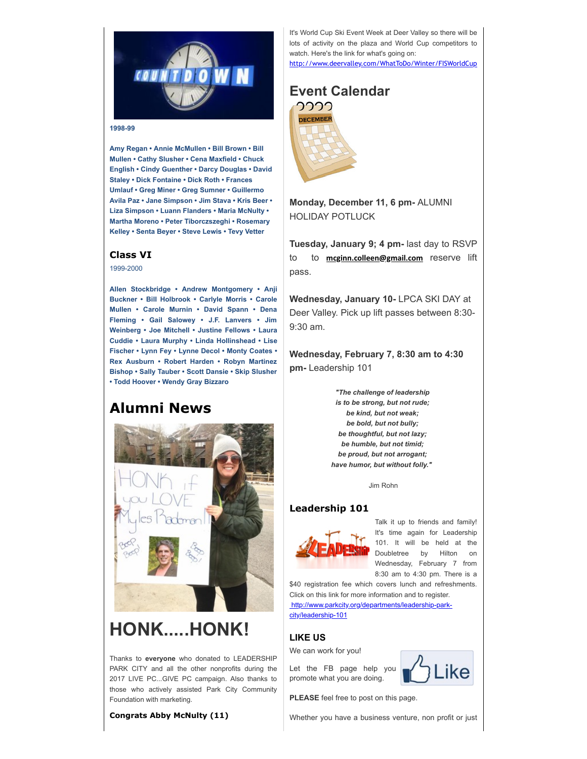**1998-99**

**Amy Regan • Annie McMullen • Bill Brown • Bill Mullen • Cathy Slusher • Cena Maxfield • Chuck English • Cindy Guenther • Darcy Douglas • David Staley • Dick Fontaine • Dick Roth • Frances Umlauf • Greg Miner • Greg Sumner • Guillermo Avila Paz • Jane Simpson • Jim Stava • Kris Beer • Liza Simpson • Luann Flanders • Maria McNulty • Martha Moreno • Peter Tiborczszeghi • Rosemary Kelley • Senta Beyer • Steve Lewis • Tevy Vetter**

## Class VI

1999-2000

**Allen Stockbridge • Andrew Montgomery • Anji Buckner • Bill Holbrook • Carlyle Morris • Carole Mullen • Carole Murnin • David Spann • Dena Fleming • Gail Salowey • J.F. Lanvers • Jim Weinberg • Joe Mitchell • Justine Fellows • Laura Cuddie • Laura Murphy • Linda Hollinshead • Lise Fischer • Lynn Fey • Lynne Decol • Monty Coates • Rex Ausburn • Robert Harden • Robyn Martinez Bishop • Sally Tauber • Scott Dansie • Skip Slusher • Todd Hoover • Wendy Gray Bizzaro**

# Alumni News

# HONK.....HONK!

Thanks to **everyone** who donated to LEADERSHIP PARK CITY and all the other nonprofits during the 2017 LIVE PC...GIVE PC campaign. Also thanks to those who actively assisted Park City Community Foundation with marketing.

**Congrats Abby McNulty (11)**

It's World Cup Ski Event Week at Deer Valley so there will be lots of activity on the plaza and World Cup competitors to watch. Here's the link for what's going on: http://www.deervalley.com/WhatToDo/Winter/FISWorldCup

# Event Calendar

**Monday, December 11, 6 pm-** ALUMNI HOLIDAY POTLUCK

**Tuesday, January 9; 4 pm-** last day to RSVP to to **mcginn.colleen@gmail.com** reserve lift pass.

**Wednesday, January 10-** LPCA SKI DAY at Deer Valley. Pick up lift passes between 8:30-9:30 am.

**Wednesday, February 7, 8:30 am to 4:30 pm-** Leadership 101

***"The challenge of leadership is to be strong, but not rude; be kind, but not weak; be bold, but not bully; be thoughtful, but not lazy; be humble, but not timid; be proud, but not arrogant; have humor, but without folly."***

Jim Rohn

## Leadership 101

Talk it up to friends and family! It's time again for Leadership 101. It will be held at the Doubletree by Hilton on Wednesday, February 7 from 8:30 am to 4:30 pm. There is a $40 registration fee which covers lunch and refreshments. Click on this link for more information and to register.
http://www.parkcity.org/departments/leadership-park-city/leadership-101

## LIKE US

We can work for you!

Let the FB page help you promote what you are doing.

**PLEASE** feel free to post on this page.

Whether you have a business venture, non profit or just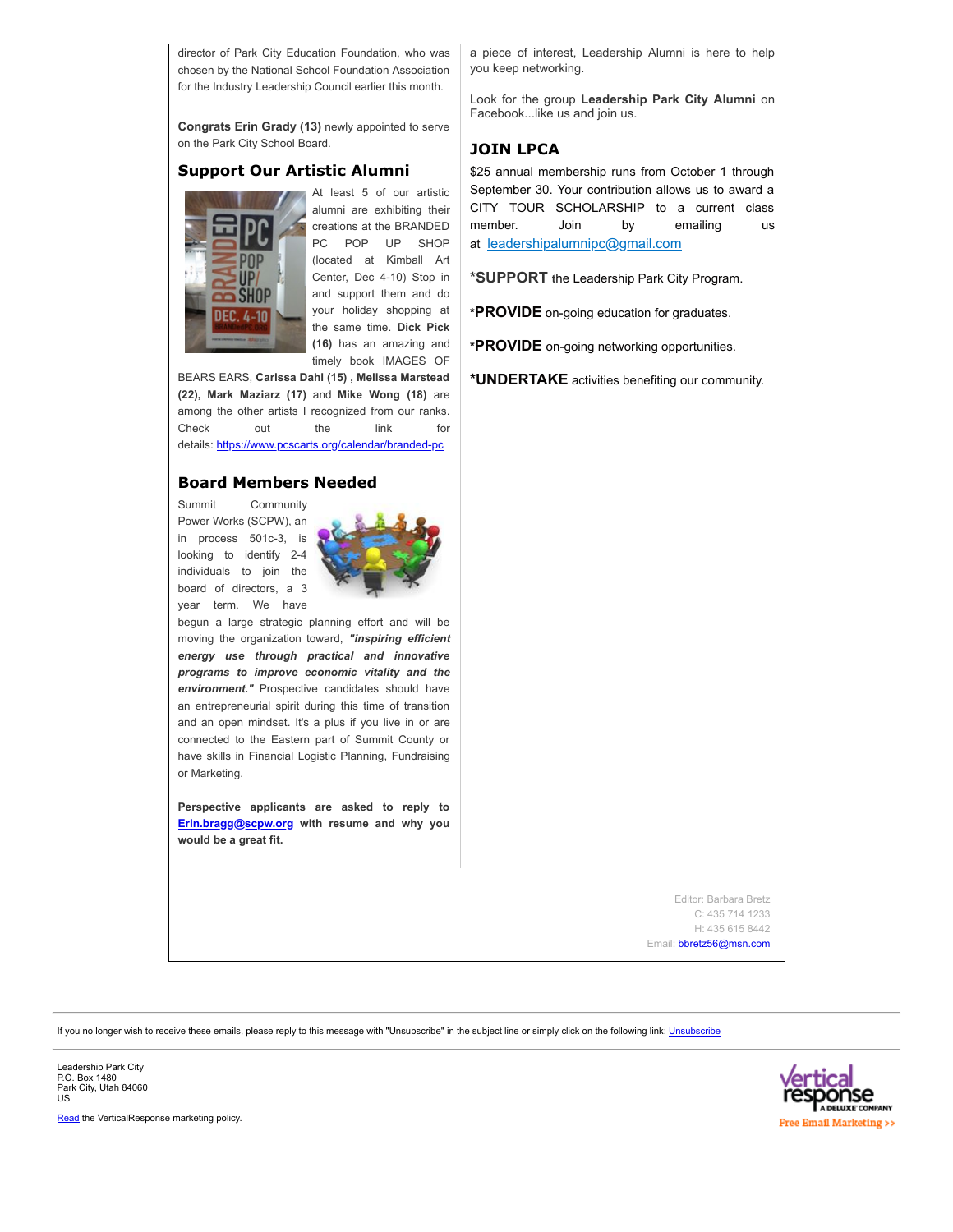director of Park City Education Foundation, who was chosen by the National School Foundation Association for the Industry Leadership Council earlier this month.

**Congrats Erin Grady (13)** newly appointed to serve on the Park City School Board.

## Support Our Artistic Alumni

At least 5 of our artistic alumni are exhibiting their creations at the BRANDED PC POP UP SHOP (located at Kimball Art Center, Dec 4-10) Stop in and support them and do your holiday shopping at the same time. **Dick Pick (16)** has an amazing and timely book IMAGES OF BEARS EARS, **Carissa Dahl (15)** , **Melissa Marstead (22), Mark Maziarz (17)** and **Mike Wong (18)** are among the other artists I recognized from our ranks. Check out the link for details: https://www.pcscarts.org/calendar/branded-pc

## Board Members Needed

Summit Community Power Works (SCPW), an in process 501c-3, is looking to identify 2-4 individuals to join the board of directors, a 3 year term. We have begun a large strategic planning effort and will be moving the organization toward, ***"inspiring efficient energy use through practical and innovative programs to improve economic vitality and the environment."*** Prospective candidates should have an entrepreneurial spirit during this time of transition and an open mindset. It's a plus if you live in or are connected to the Eastern part of Summit County or have skills in Financial Logistic Planning, Fundraising or Marketing.

**Perspective applicants are asked to reply to Erin.bragg@scpw.org with resume and why you would be a great fit.**

a piece of interest, Leadership Alumni is here to help you keep networking.

Look for the group **Leadership Park City Alumni** on Facebook...like us and join us.

## JOIN LPCA

$25 annual membership runs from October 1 through September 30. Your contribution allows us to award a CITY TOUR SCHOLARSHIP to a current class member. Join by emailing us at leadershipalumnipc@gmail.com

***SUPPORT** the Leadership Park City Program.

***PROVIDE** on-going education for graduates.

***PROVIDE** on-going networking opportunities.

***UNDERTAKE** activities benefiting our community.

Editor: Barbara Bretz
C: 435 714 1233
H: 435 615 8442
Email: bbretz56@msn.com

If you no longer wish to receive these emails, please reply to this message with "Unsubscribe" in the subject line or simply click on the following link: Unsubscribe

Leadership Park City
P.O. Box 1480
Park City, Utah 84060
US

Read the VerticalResponse marketing policy.

Vertical response A DELUXE COMPANY
Free Email Marketing >>